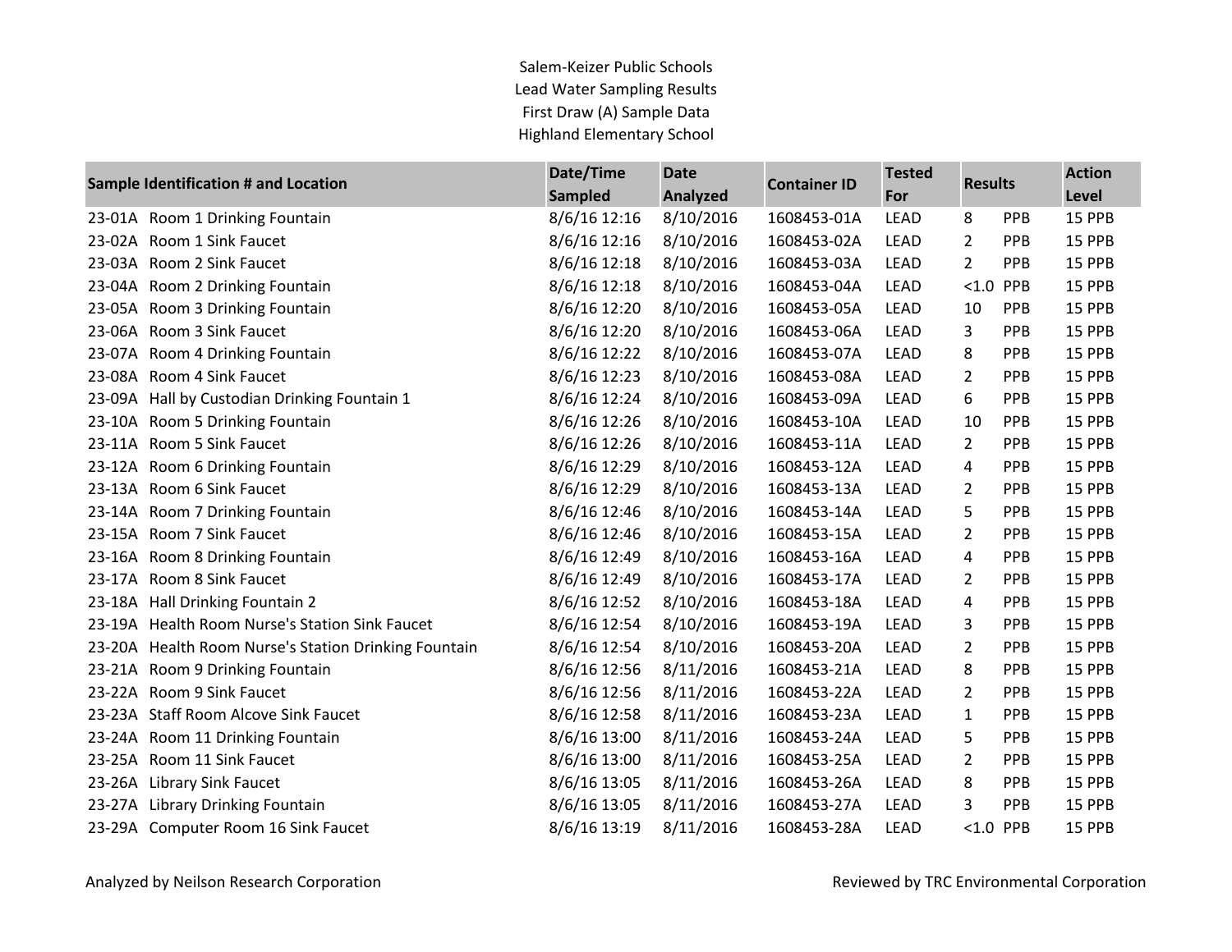Salem-Keizer Public Schools
Lead Water Sampling Results
First Draw (A) Sample Data
Highland Elementary School

| Sample Identification # and Location | Date/Time Sampled | Date Analyzed | Container ID | Tested For | Results | | Action Level |
|---|---|---|---|---|---|---|---|
| 23-01A Room 1 Drinking Fountain | 8/6/16 12:16 | 8/10/2016 | 1608453-01A | LEAD | 8 | PPB | 15 PPB |
| 23-02A Room 1 Sink Faucet | 8/6/16 12:16 | 8/10/2016 | 1608453-02A | LEAD | 2 | PPB | 15 PPB |
| 23-03A Room 2 Sink Faucet | 8/6/16 12:18 | 8/10/2016 | 1608453-03A | LEAD | 2 | PPB | 15 PPB |
| 23-04A Room 2 Drinking Fountain | 8/6/16 12:18 | 8/10/2016 | 1608453-04A | LEAD | <1.0 | PPB | 15 PPB |
| 23-05A Room 3 Drinking Fountain | 8/6/16 12:20 | 8/10/2016 | 1608453-05A | LEAD | 10 | PPB | 15 PPB |
| 23-06A Room 3 Sink Faucet | 8/6/16 12:20 | 8/10/2016 | 1608453-06A | LEAD | 3 | PPB | 15 PPB |
| 23-07A Room 4 Drinking Fountain | 8/6/16 12:22 | 8/10/2016 | 1608453-07A | LEAD | 8 | PPB | 15 PPB |
| 23-08A Room 4 Sink Faucet | 8/6/16 12:23 | 8/10/2016 | 1608453-08A | LEAD | 2 | PPB | 15 PPB |
| 23-09A Hall by Custodian Drinking Fountain 1 | 8/6/16 12:24 | 8/10/2016 | 1608453-09A | LEAD | 6 | PPB | 15 PPB |
| 23-10A Room 5 Drinking Fountain | 8/6/16 12:26 | 8/10/2016 | 1608453-10A | LEAD | 10 | PPB | 15 PPB |
| 23-11A Room 5 Sink Faucet | 8/6/16 12:26 | 8/10/2016 | 1608453-11A | LEAD | 2 | PPB | 15 PPB |
| 23-12A Room 6 Drinking Fountain | 8/6/16 12:29 | 8/10/2016 | 1608453-12A | LEAD | 4 | PPB | 15 PPB |
| 23-13A Room 6 Sink Faucet | 8/6/16 12:29 | 8/10/2016 | 1608453-13A | LEAD | 2 | PPB | 15 PPB |
| 23-14A Room 7 Drinking Fountain | 8/6/16 12:46 | 8/10/2016 | 1608453-14A | LEAD | 5 | PPB | 15 PPB |
| 23-15A Room 7 Sink Faucet | 8/6/16 12:46 | 8/10/2016 | 1608453-15A | LEAD | 2 | PPB | 15 PPB |
| 23-16A Room 8 Drinking Fountain | 8/6/16 12:49 | 8/10/2016 | 1608453-16A | LEAD | 4 | PPB | 15 PPB |
| 23-17A Room 8 Sink Faucet | 8/6/16 12:49 | 8/10/2016 | 1608453-17A | LEAD | 2 | PPB | 15 PPB |
| 23-18A Hall Drinking Fountain 2 | 8/6/16 12:52 | 8/10/2016 | 1608453-18A | LEAD | 4 | PPB | 15 PPB |
| 23-19A Health Room Nurse's Station Sink Faucet | 8/6/16 12:54 | 8/10/2016 | 1608453-19A | LEAD | 3 | PPB | 15 PPB |
| 23-20A Health Room Nurse's Station Drinking Fountain | 8/6/16 12:54 | 8/10/2016 | 1608453-20A | LEAD | 2 | PPB | 15 PPB |
| 23-21A Room 9 Drinking Fountain | 8/6/16 12:56 | 8/11/2016 | 1608453-21A | LEAD | 8 | PPB | 15 PPB |
| 23-22A Room 9 Sink Faucet | 8/6/16 12:56 | 8/11/2016 | 1608453-22A | LEAD | 2 | PPB | 15 PPB |
| 23-23A Staff Room Alcove Sink Faucet | 8/6/16 12:58 | 8/11/2016 | 1608453-23A | LEAD | 1 | PPB | 15 PPB |
| 23-24A Room 11 Drinking Fountain | 8/6/16 13:00 | 8/11/2016 | 1608453-24A | LEAD | 5 | PPB | 15 PPB |
| 23-25A Room 11 Sink Faucet | 8/6/16 13:00 | 8/11/2016 | 1608453-25A | LEAD | 2 | PPB | 15 PPB |
| 23-26A Library Sink Faucet | 8/6/16 13:05 | 8/11/2016 | 1608453-26A | LEAD | 8 | PPB | 15 PPB |
| 23-27A Library Drinking Fountain | 8/6/16 13:05 | 8/11/2016 | 1608453-27A | LEAD | 3 | PPB | 15 PPB |
| 23-29A Computer Room 16 Sink Faucet | 8/6/16 13:19 | 8/11/2016 | 1608453-28A | LEAD | <1.0 | PPB | 15 PPB |

Analyzed by Neilson Research Corporation

Reviewed by TRC Environmental Corporation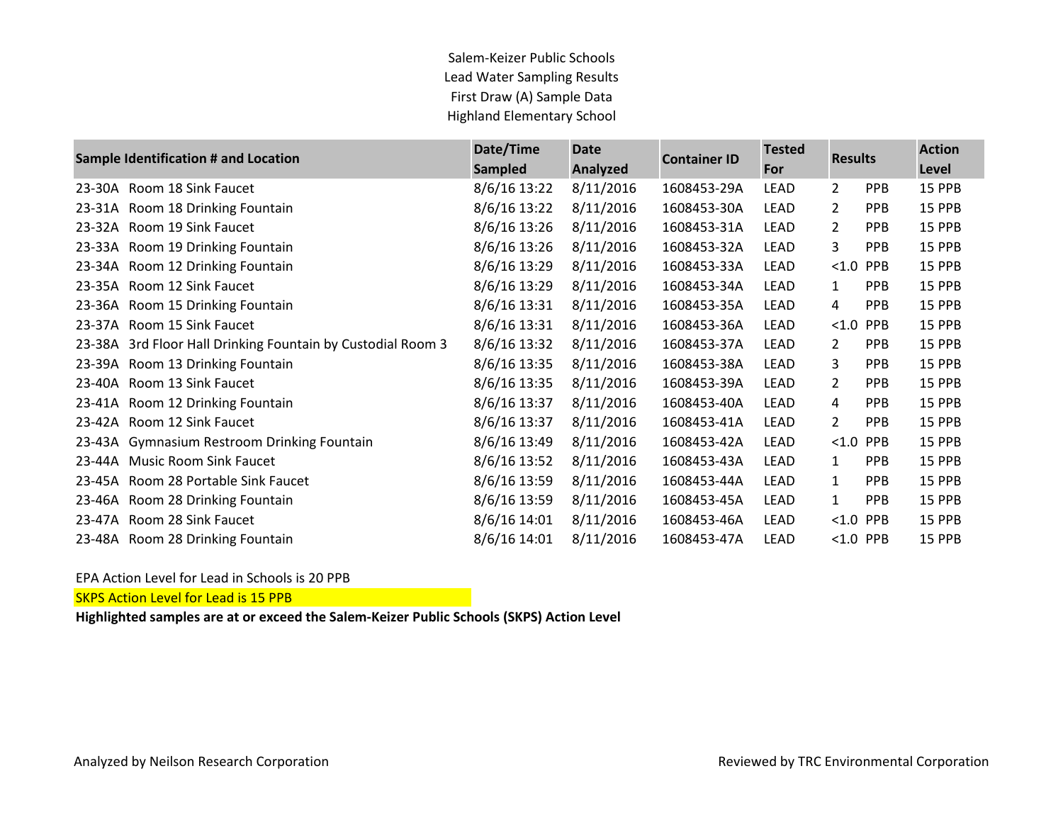Salem-Keizer Public Schools
Lead Water Sampling Results
First Draw (A) Sample Data
Highland Elementary School

| Sample Identification # and Location | Date/Time Sampled | Date Analyzed | Container ID | Tested For | Results | | Action Level |
|---|---|---|---|---|---|---|---|
| 23-30A Room 18 Sink Faucet | 8/6/16 13:22 | 8/11/2016 | 1608453-29A | LEAD | 2 | PPB | 15 PPB |
| 23-31A Room 18 Drinking Fountain | 8/6/16 13:22 | 8/11/2016 | 1608453-30A | LEAD | 2 | PPB | 15 PPB |
| 23-32A Room 19 Sink Faucet | 8/6/16 13:26 | 8/11/2016 | 1608453-31A | LEAD | 2 | PPB | 15 PPB |
| 23-33A Room 19 Drinking Fountain | 8/6/16 13:26 | 8/11/2016 | 1608453-32A | LEAD | 3 | PPB | 15 PPB |
| 23-34A Room 12 Drinking Fountain | 8/6/16 13:29 | 8/11/2016 | 1608453-33A | LEAD | <1.0 | PPB | 15 PPB |
| 23-35A Room 12 Sink Faucet | 8/6/16 13:29 | 8/11/2016 | 1608453-34A | LEAD | 1 | PPB | 15 PPB |
| 23-36A Room 15 Drinking Fountain | 8/6/16 13:31 | 8/11/2016 | 1608453-35A | LEAD | 4 | PPB | 15 PPB |
| 23-37A Room 15 Sink Faucet | 8/6/16 13:31 | 8/11/2016 | 1608453-36A | LEAD | <1.0 | PPB | 15 PPB |
| 23-38A 3rd Floor Hall Drinking Fountain by Custodial Room 3 | 8/6/16 13:32 | 8/11/2016 | 1608453-37A | LEAD | 2 | PPB | 15 PPB |
| 23-39A Room 13 Drinking Fountain | 8/6/16 13:35 | 8/11/2016 | 1608453-38A | LEAD | 3 | PPB | 15 PPB |
| 23-40A Room 13 Sink Faucet | 8/6/16 13:35 | 8/11/2016 | 1608453-39A | LEAD | 2 | PPB | 15 PPB |
| 23-41A Room 12 Drinking Fountain | 8/6/16 13:37 | 8/11/2016 | 1608453-40A | LEAD | 4 | PPB | 15 PPB |
| 23-42A Room 12 Sink Faucet | 8/6/16 13:37 | 8/11/2016 | 1608453-41A | LEAD | 2 | PPB | 15 PPB |
| 23-43A Gymnasium Restroom Drinking Fountain | 8/6/16 13:49 | 8/11/2016 | 1608453-42A | LEAD | <1.0 | PPB | 15 PPB |
| 23-44A Music Room Sink Faucet | 8/6/16 13:52 | 8/11/2016 | 1608453-43A | LEAD | 1 | PPB | 15 PPB |
| 23-45A Room 28 Portable Sink Faucet | 8/6/16 13:59 | 8/11/2016 | 1608453-44A | LEAD | 1 | PPB | 15 PPB |
| 23-46A Room 28 Drinking Fountain | 8/6/16 13:59 | 8/11/2016 | 1608453-45A | LEAD | 1 | PPB | 15 PPB |
| 23-47A Room 28 Sink Faucet | 8/6/16 14:01 | 8/11/2016 | 1608453-46A | LEAD | <1.0 | PPB | 15 PPB |
| 23-48A Room 28 Drinking Fountain | 8/6/16 14:01 | 8/11/2016 | 1608453-47A | LEAD | <1.0 | PPB | 15 PPB |

EPA Action Level for Lead in Schools is 20 PPB

SKPS Action Level for Lead is 15 PPB

**Highlighted samples are at or exceed the Salem-Keizer Public Schools (SKPS) Action Level**

Analyzed by Neilson Research Corporation

Reviewed by TRC Environmental Corporation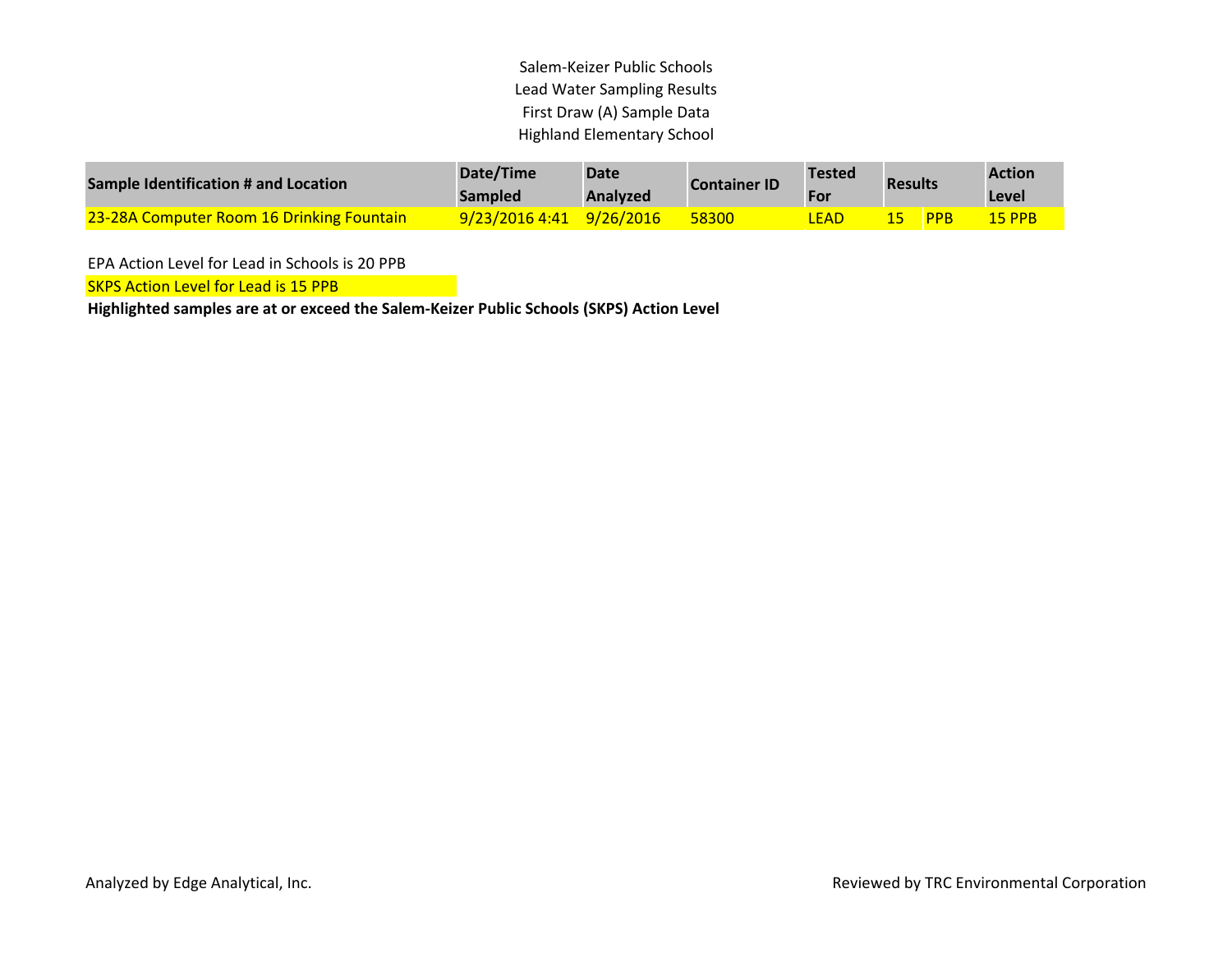Salem-Keizer Public Schools

Lead Water Sampling Results

First Draw (A) Sample Data

Highland Elementary School

| Sample Identification # and Location | Date/Time Sampled | Date Analyzed | Container ID | Tested For | Results | | Action Level |
|---|---|---|---|---|---|---|---|
| 23-28A Computer Room 16 Drinking Fountain | 9/23/2016 4:41 | 9/26/2016 | 58300 | LEAD | 15 | PPB | 15 PPB |

EPA Action Level for Lead in Schools is 20 PPB

SKPS Action Level for Lead is 15 PPB

**Highlighted samples are at or exceed the Salem-Keizer Public Schools (SKPS) Action Level**

Analyzed by Edge Analytical, Inc.

Reviewed by TRC Environmental Corporation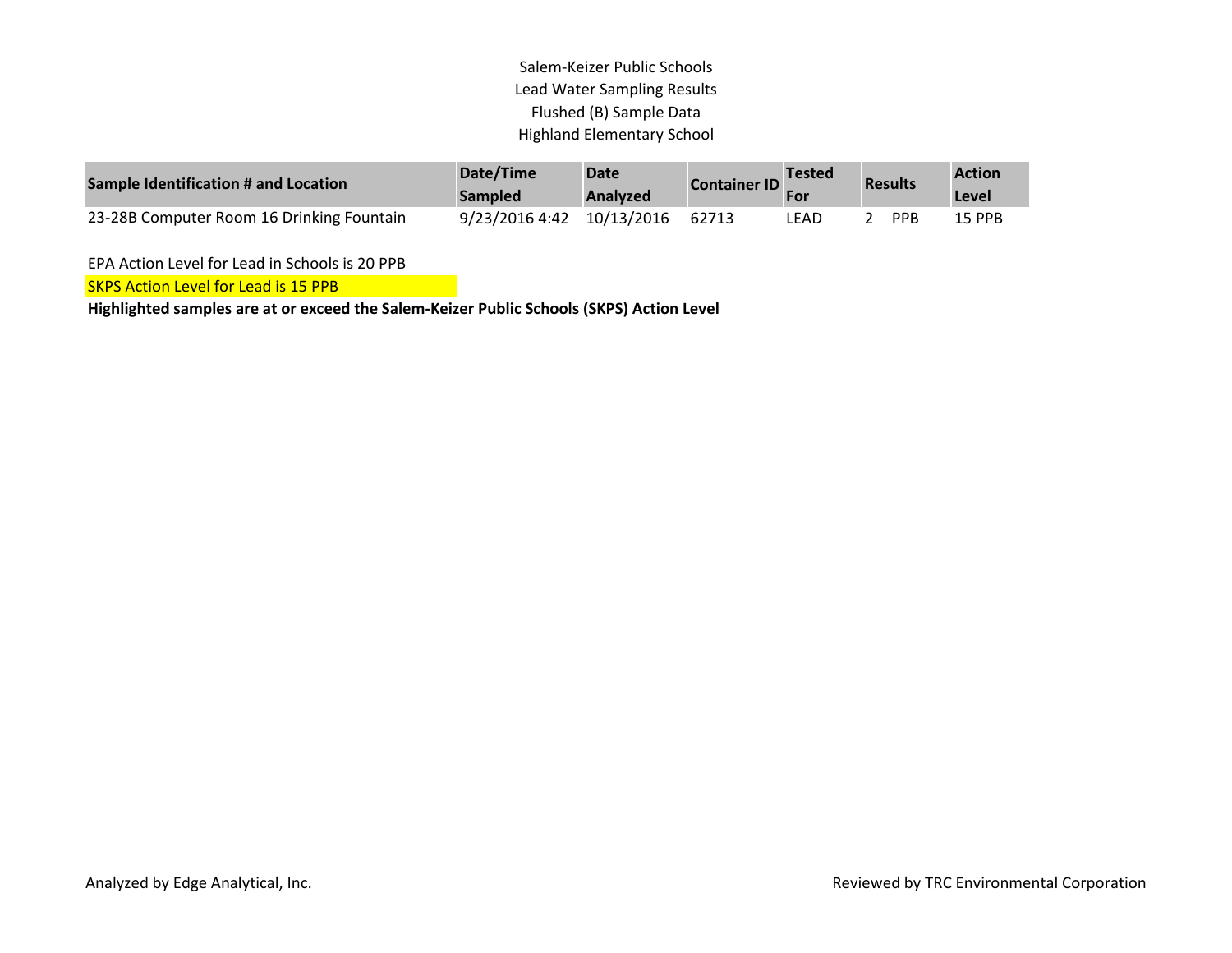Salem-Keizer Public Schools
Lead Water Sampling Results
Flushed (B) Sample Data
Highland Elementary School

| Sample Identification # and Location | Date/Time Sampled | Date Analyzed | Container ID | Tested For | Results | Action Level |
|---|---|---|---|---|---|---|
| 23-28B Computer Room 16 Drinking Fountain | 9/23/2016 4:42 | 10/13/2016 | 62713 | LEAD | 2 PPB | 15 PPB |

EPA Action Level for Lead in Schools is 20 PPB

SKPS Action Level for Lead is 15 PPB

**Highlighted samples are at or exceed the Salem-Keizer Public Schools (SKPS) Action Level**

Analyzed by Edge Analytical, Inc.

Reviewed by TRC Environmental Corporation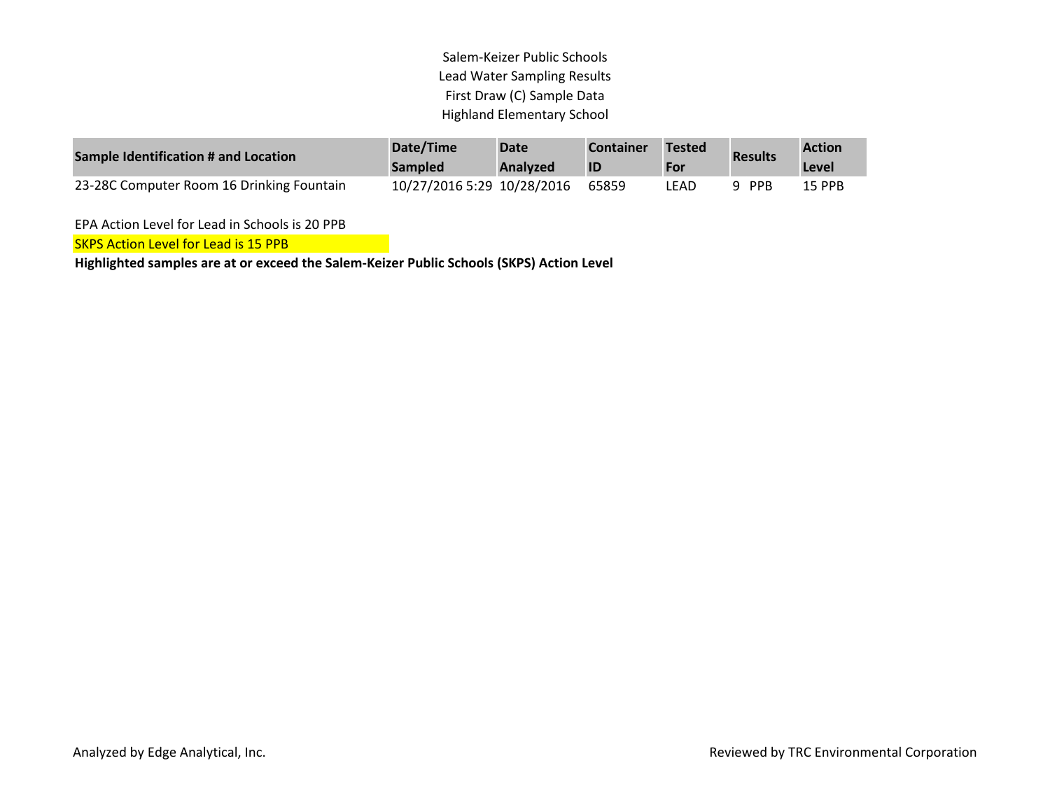Salem-Keizer Public Schools
Lead Water Sampling Results
First Draw (C) Sample Data
Highland Elementary School

| Sample Identification # and Location | Date/Time Sampled | Date Analyzed | Container ID | Tested For | Results | Action Level |
|---|---|---|---|---|---|---|
| 23-28C Computer Room 16 Drinking Fountain | 10/27/2016 5:29 | 10/28/2016 | 65859 | LEAD | 9 PPB | 15 PPB |

EPA Action Level for Lead in Schools is 20 PPB

SKPS Action Level for Lead is 15 PPB

**Highlighted samples are at or exceed the Salem-Keizer Public Schools (SKPS) Action Level**

Analyzed by Edge Analytical, Inc.

Reviewed by TRC Environmental Corporation